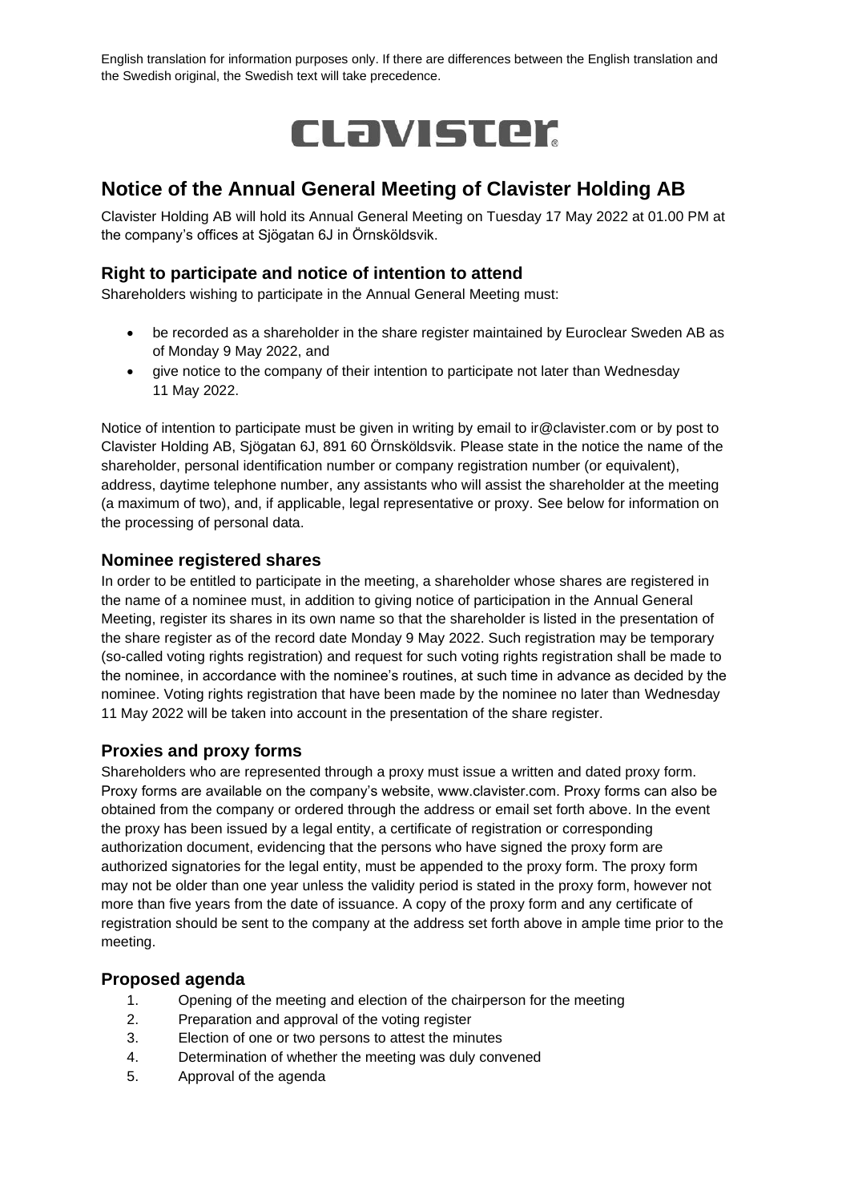English translation for information purposes only. If there are differences between the English translation and the Swedish original, the Swedish text will take precedence.

CLAVISTER

# Notice of the Annual General Meeting of Clavister Holding AB

Clavister Holding AB will hold its Annual General Meeting on Tuesday 17 May 2022 at 01.00 PM at the company's offices at Sjögatan 6J in Örnsköldsvik.

## Right to participate and notice of intention to attend

Shareholders wishing to participate in the Annual General Meeting must:

- be recorded as a shareholder in the share register maintained by Euroclear Sweden AB as of Monday 9 May 2022, and
- give notice to the company of their intention to participate not later than Wednesday 11 May 2022.

Notice of intention to participate must be given in writing by email to ir@clavister.com or by post to Clavister Holding AB, Sjögatan 6J, 891 60 Örnsköldsvik. Please state in the notice the name of the shareholder, personal identification number or company registration number (or equivalent), address, daytime telephone number, any assistants who will assist the shareholder at the meeting (a maximum of two), and, if applicable, legal representative or proxy. See below for information on the processing of personal data.

## Nominee registered shares

In order to be entitled to participate in the meeting, a shareholder whose shares are registered in the name of a nominee must, in addition to giving notice of participation in the Annual General Meeting, register its shares in its own name so that the shareholder is listed in the presentation of the share register as of the record date Monday 9 May 2022. Such registration may be temporary (so-called voting rights registration) and request for such voting rights registration shall be made to the nominee, in accordance with the nominee's routines, at such time in advance as decided by the nominee. Voting rights registration that have been made by the nominee no later than Wednesday 11 May 2022 will be taken into account in the presentation of the share register.

## Proxies and proxy forms

Shareholders who are represented through a proxy must issue a written and dated proxy form. Proxy forms are available on the company's website, www.clavister.com. Proxy forms can also be obtained from the company or ordered through the address or email set forth above. In the event the proxy has been issued by a legal entity, a certificate of registration or corresponding authorization document, evidencing that the persons who have signed the proxy form are authorized signatories for the legal entity, must be appended to the proxy form. The proxy form may not be older than one year unless the validity period is stated in the proxy form, however not more than five years from the date of issuance. A copy of the proxy form and any certificate of registration should be sent to the company at the address set forth above in ample time prior to the meeting.

## Proposed agenda

1. Opening of the meeting and election of the chairperson for the meeting
2. Preparation and approval of the voting register
3. Election of one or two persons to attest the minutes
4. Determination of whether the meeting was duly convened
5. Approval of the agenda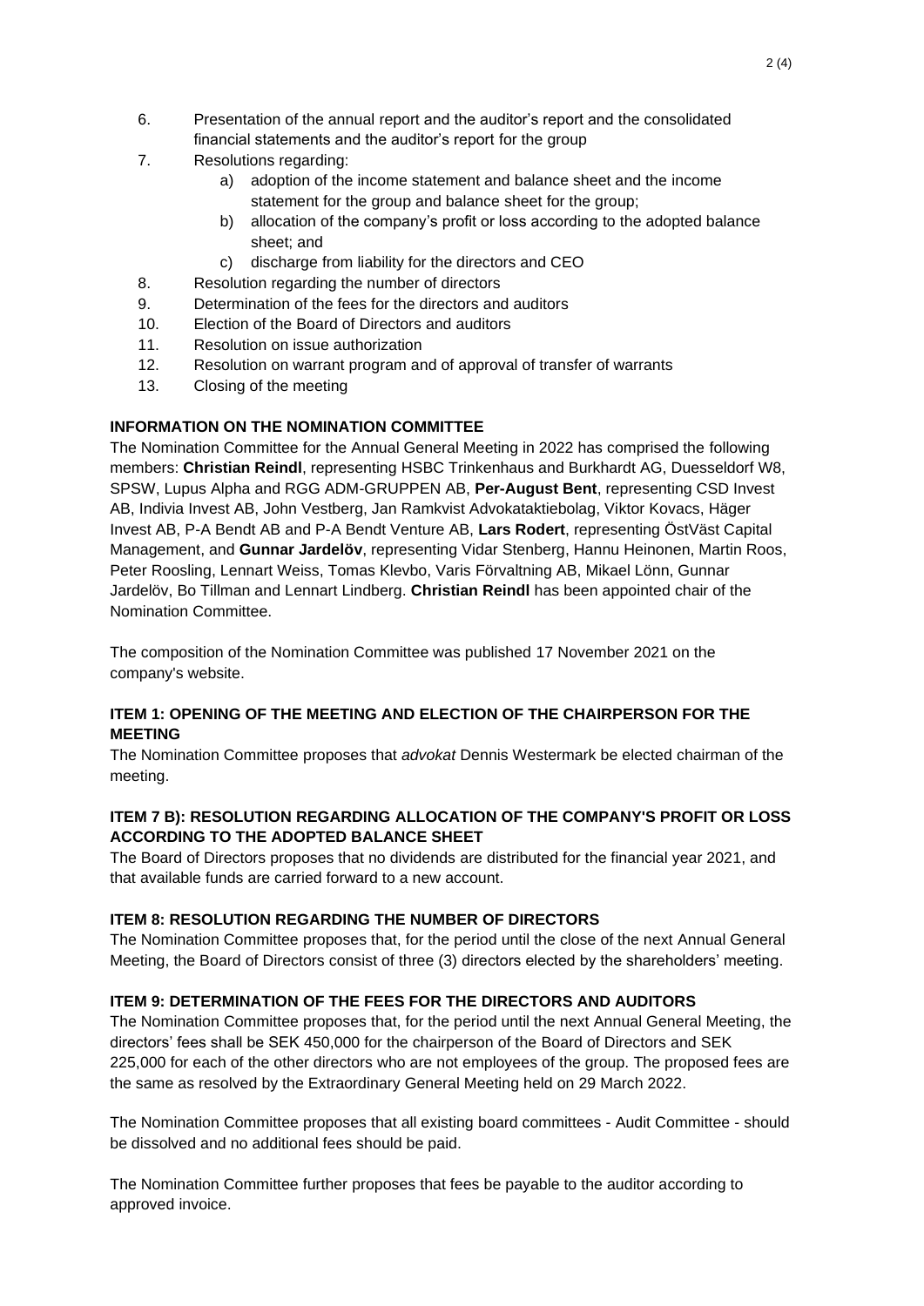6. Presentation of the annual report and the auditor's report and the consolidated financial statements and the auditor's report for the group
7. Resolutions regarding:
    a) adoption of the income statement and balance sheet and the income statement for the group and balance sheet for the group;
    b) allocation of the company's profit or loss according to the adopted balance sheet; and
    c) discharge from liability for the directors and CEO
8. Resolution regarding the number of directors
9. Determination of the fees for the directors and auditors
10. Election of the Board of Directors and auditors
11. Resolution on issue authorization
12. Resolution on warrant program and of approval of transfer of warrants
13. Closing of the meeting

**INFORMATION ON THE NOMINATION COMMITTEE**

The Nomination Committee for the Annual General Meeting in 2022 has comprised the following members: **Christian Reindl**, representing HSBC Trinkenhaus and Burkhardt AG, Duesseldorf W8, SPSW, Lupus Alpha and RGG ADM-GRUPPEN AB, **Per-August Bent**, representing CSD Invest AB, Indivia Invest AB, John Vestberg, Jan Ramkvist Advokataktiebolag, Viktor Kovacs, Häger Invest AB, P-A Bendt AB and P-A Bendt Venture AB, **Lars Rodert**, representing ÖstVäst Capital Management, and **Gunnar Jardelöv**, representing Vidar Stenberg, Hannu Heinonen, Martin Roos, Peter Roosling, Lennart Weiss, Tomas Klevbo, Varis Förvaltning AB, Mikael Lönn, Gunnar Jardelöv, Bo Tillman and Lennart Lindberg. **Christian Reindl** has been appointed chair of the Nomination Committee.

The composition of the Nomination Committee was published 17 November 2021 on the company's website.

**ITEM 1: OPENING OF THE MEETING AND ELECTION OF THE CHAIRPERSON FOR THE MEETING**

The Nomination Committee proposes that *advokat* Dennis Westermark be elected chairman of the meeting.

**ITEM 7 B): RESOLUTION REGARDING ALLOCATION OF THE COMPANY'S PROFIT OR LOSS ACCORDING TO THE ADOPTED BALANCE SHEET**

The Board of Directors proposes that no dividends are distributed for the financial year 2021, and that available funds are carried forward to a new account.

**ITEM 8: RESOLUTION REGARDING THE NUMBER OF DIRECTORS**

The Nomination Committee proposes that, for the period until the close of the next Annual General Meeting, the Board of Directors consist of three (3) directors elected by the shareholders' meeting.

**ITEM 9: DETERMINATION OF THE FEES FOR THE DIRECTORS AND AUDITORS**

The Nomination Committee proposes that, for the period until the next Annual General Meeting, the directors' fees shall be SEK 450,000 for the chairperson of the Board of Directors and SEK 225,000 for each of the other directors who are not employees of the group. The proposed fees are the same as resolved by the Extraordinary General Meeting held on 29 March 2022.

The Nomination Committee proposes that all existing board committees - Audit Committee - should be dissolved and no additional fees should be paid.

The Nomination Committee further proposes that fees be payable to the auditor according to approved invoice.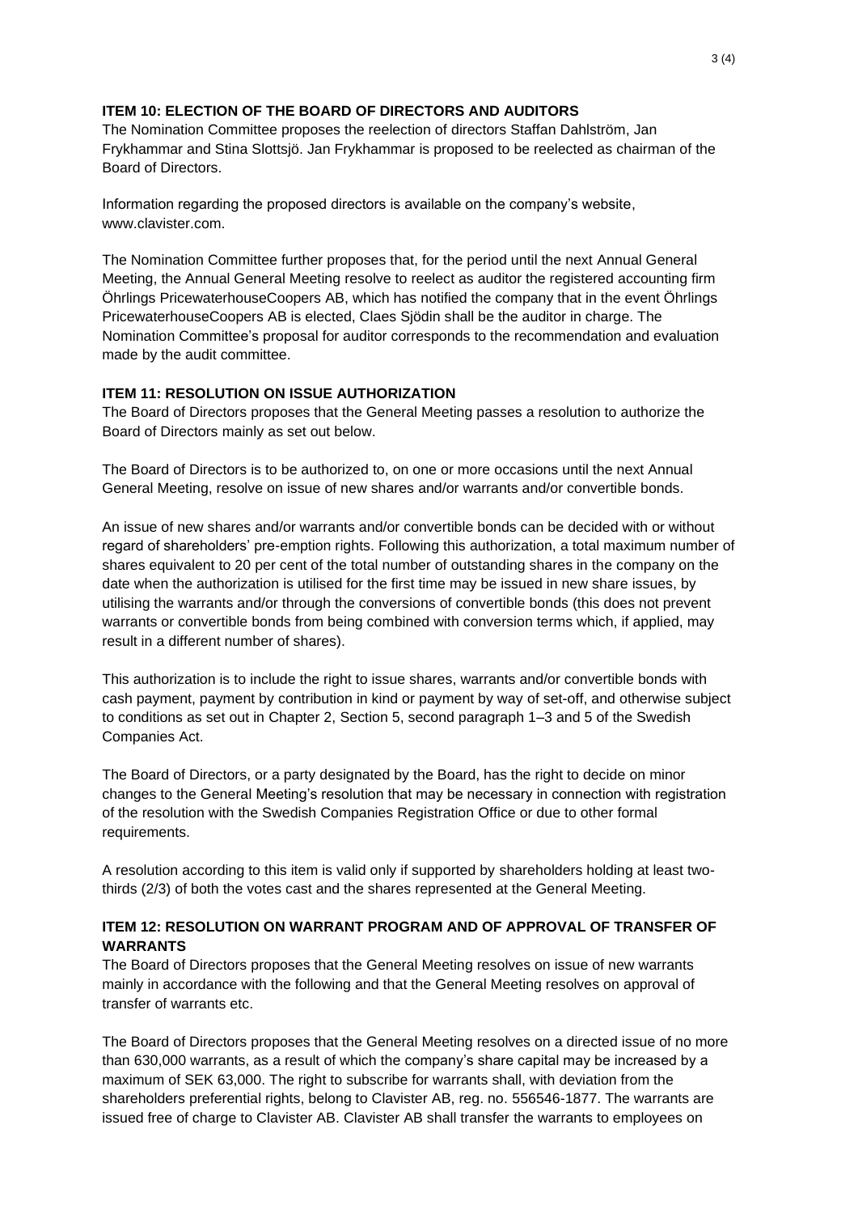**ITEM 10: ELECTION OF THE BOARD OF DIRECTORS AND AUDITORS**

The Nomination Committee proposes the reelection of directors Staffan Dahlström, Jan Frykhammar and Stina Slottsjö. Jan Frykhammar is proposed to be reelected as chairman of the Board of Directors.

Information regarding the proposed directors is available on the company's website, www.clavister.com.

The Nomination Committee further proposes that, for the period until the next Annual General Meeting, the Annual General Meeting resolve to reelect as auditor the registered accounting firm Öhrlings PricewaterhouseCoopers AB, which has notified the company that in the event Öhrlings PricewaterhouseCoopers AB is elected, Claes Sjödin shall be the auditor in charge. The Nomination Committee's proposal for auditor corresponds to the recommendation and evaluation made by the audit committee.

**ITEM 11: RESOLUTION ON ISSUE AUTHORIZATION**

The Board of Directors proposes that the General Meeting passes a resolution to authorize the Board of Directors mainly as set out below.

The Board of Directors is to be authorized to, on one or more occasions until the next Annual General Meeting, resolve on issue of new shares and/or warrants and/or convertible bonds.

An issue of new shares and/or warrants and/or convertible bonds can be decided with or without regard of shareholders' pre-emption rights. Following this authorization, a total maximum number of shares equivalent to 20 per cent of the total number of outstanding shares in the company on the date when the authorization is utilised for the first time may be issued in new share issues, by utilising the warrants and/or through the conversions of convertible bonds (this does not prevent warrants or convertible bonds from being combined with conversion terms which, if applied, may result in a different number of shares).

This authorization is to include the right to issue shares, warrants and/or convertible bonds with cash payment, payment by contribution in kind or payment by way of set-off, and otherwise subject to conditions as set out in Chapter 2, Section 5, second paragraph 1–3 and 5 of the Swedish Companies Act.

The Board of Directors, or a party designated by the Board, has the right to decide on minor changes to the General Meeting's resolution that may be necessary in connection with registration of the resolution with the Swedish Companies Registration Office or due to other formal requirements.

A resolution according to this item is valid only if supported by shareholders holding at least two-thirds (2/3) of both the votes cast and the shares represented at the General Meeting.

**ITEM 12: RESOLUTION ON WARRANT PROGRAM AND OF APPROVAL OF TRANSFER OF WARRANTS**

The Board of Directors proposes that the General Meeting resolves on issue of new warrants mainly in accordance with the following and that the General Meeting resolves on approval of transfer of warrants etc.

The Board of Directors proposes that the General Meeting resolves on a directed issue of no more than 630,000 warrants, as a result of which the company's share capital may be increased by a maximum of SEK 63,000. The right to subscribe for warrants shall, with deviation from the shareholders preferential rights, belong to Clavister AB, reg. no. 556546-1877. The warrants are issued free of charge to Clavister AB. Clavister AB shall transfer the warrants to employees on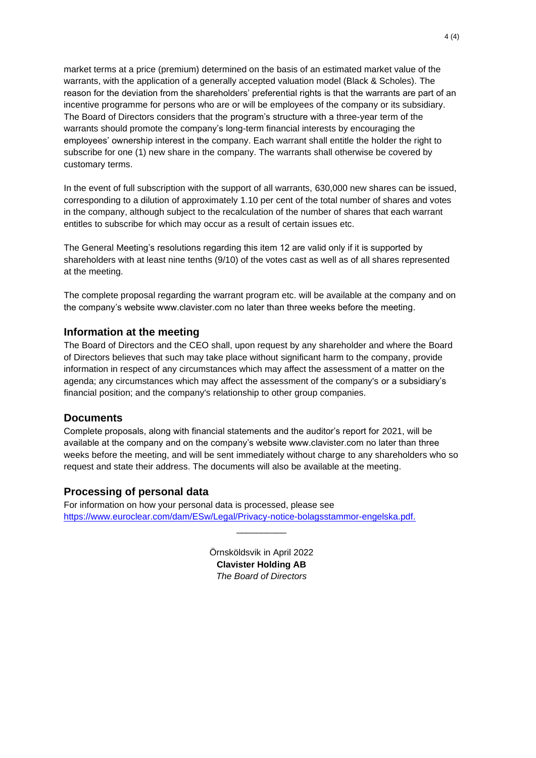market terms at a price (premium) determined on the basis of an estimated market value of the warrants, with the application of a generally accepted valuation model (Black & Scholes). The reason for the deviation from the shareholders' preferential rights is that the warrants are part of an incentive programme for persons who are or will be employees of the company or its subsidiary. The Board of Directors considers that the program's structure with a three-year term of the warrants should promote the company's long-term financial interests by encouraging the employees' ownership interest in the company. Each warrant shall entitle the holder the right to subscribe for one (1) new share in the company. The warrants shall otherwise be covered by customary terms.

In the event of full subscription with the support of all warrants, 630,000 new shares can be issued, corresponding to a dilution of approximately 1.10 per cent of the total number of shares and votes in the company, although subject to the recalculation of the number of shares that each warrant entitles to subscribe for which may occur as a result of certain issues etc.

The General Meeting's resolutions regarding this item 12 are valid only if it is supported by shareholders with at least nine tenths (9/10) of the votes cast as well as of all shares represented at the meeting.

The complete proposal regarding the warrant program etc. will be available at the company and on the company's website www.clavister.com no later than three weeks before the meeting.

## Information at the meeting

The Board of Directors and the CEO shall, upon request by any shareholder and where the Board of Directors believes that such may take place without significant harm to the company, provide information in respect of any circumstances which may affect the assessment of a matter on the agenda; any circumstances which may affect the assessment of the company's or a subsidiary's financial position; and the company's relationship to other group companies.

## Documents

Complete proposals, along with financial statements and the auditor's report for 2021, will be available at the company and on the company's website www.clavister.com no later than three weeks before the meeting, and will be sent immediately without charge to any shareholders who so request and state their address. The documents will also be available at the meeting.

## Processing of personal data

For information on how your personal data is processed, please see https://www.euroclear.com/dam/ESw/Legal/Privacy-notice-bolagsstammor-engelska.pdf.

\_\_\_\_\_\_\_\_\_\_

Örnsköldsvik in April 2022
**Clavister Holding AB**
*The Board of Directors*